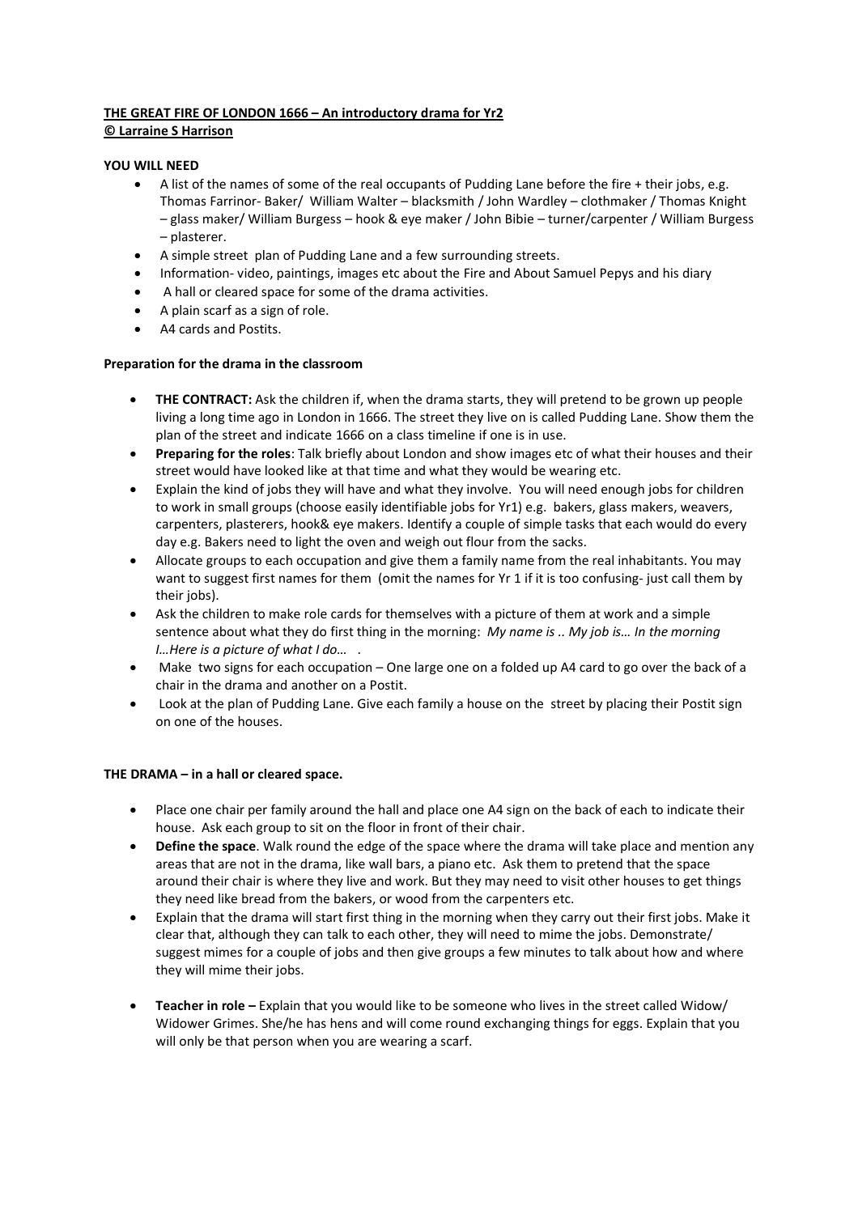**THE GREAT FIRE OF LONDON 1666 – An introductory drama for Yr2**
**© Larraine S Harrison**

**YOU WILL NEED**

- A list of the names of some of the real occupants of Pudding Lane before the fire + their jobs, e.g. Thomas Farrinor- Baker/ William Walter – blacksmith / John Wardley – clothmaker / Thomas Knight – glass maker/ William Burgess – hook & eye maker / John Bibie – turner/carpenter / William Burgess – plasterer.
- A simple street plan of Pudding Lane and a few surrounding streets.
- Information- video, paintings, images etc about the Fire and About Samuel Pepys and his diary
- A hall or cleared space for some of the drama activities.
- A plain scarf as a sign of role.
- A4 cards and Postits.

**Preparation for the drama in the classroom**

- **THE CONTRACT:** Ask the children if, when the drama starts, they will pretend to be grown up people living a long time ago in London in 1666. The street they live on is called Pudding Lane. Show them the plan of the street and indicate 1666 on a class timeline if one is in use.
- **Preparing for the roles**: Talk briefly about London and show images etc of what their houses and their street would have looked like at that time and what they would be wearing etc.
- Explain the kind of jobs they will have and what they involve. You will need enough jobs for children to work in small groups (choose easily identifiable jobs for Yr1) e.g. bakers, glass makers, weavers, carpenters, plasterers, hook& eye makers. Identify a couple of simple tasks that each would do every day e.g. Bakers need to light the oven and weigh out flour from the sacks.
- Allocate groups to each occupation and give them a family name from the real inhabitants. You may want to suggest first names for them (omit the names for Yr 1 if it is too confusing- just call them by their jobs).
- Ask the children to make role cards for themselves with a picture of them at work and a simple sentence about what they do first thing in the morning: *My name is .. My job is… In the morning I…Here is a picture of what I do…* .
- Make two signs for each occupation – One large one on a folded up A4 card to go over the back of a chair in the drama and another on a Postit.
- Look at the plan of Pudding Lane. Give each family a house on the street by placing their Postit sign on one of the houses.

**THE DRAMA – in a hall or cleared space.**

- Place one chair per family around the hall and place one A4 sign on the back of each to indicate their house. Ask each group to sit on the floor in front of their chair.
- **Define the space**. Walk round the edge of the space where the drama will take place and mention any areas that are not in the drama, like wall bars, a piano etc. Ask them to pretend that the space around their chair is where they live and work. But they may need to visit other houses to get things they need like bread from the bakers, or wood from the carpenters etc.
- Explain that the drama will start first thing in the morning when they carry out their first jobs. Make it clear that, although they can talk to each other, they will need to mime the jobs. Demonstrate/ suggest mimes for a couple of jobs and then give groups a few minutes to talk about how and where they will mime their jobs.

- **Teacher in role –** Explain that you would like to be someone who lives in the street called Widow/ Widower Grimes. She/he has hens and will come round exchanging things for eggs. Explain that you will only be that person when you are wearing a scarf.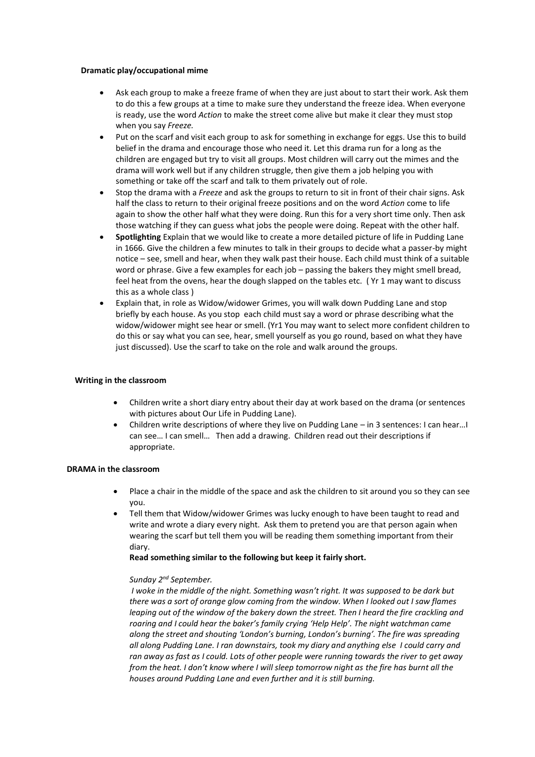**Dramatic play/occupational mime**

- Ask each group to make a freeze frame of when they are just about to start their work. Ask them to do this a few groups at a time to make sure they understand the freeze idea. When everyone is ready, use the word *Action* to make the street come alive but make it clear they must stop when you say *Freeze.*
- Put on the scarf and visit each group to ask for something in exchange for eggs. Use this to build belief in the drama and encourage those who need it. Let this drama run for a long as the children are engaged but try to visit all groups. Most children will carry out the mimes and the drama will work well but if any children struggle, then give them a job helping you with something or take off the scarf and talk to them privately out of role.
- Stop the drama with a *Freeze* and ask the groups to return to sit in front of their chair signs. Ask half the class to return to their original freeze positions and on the word *Action* come to life again to show the other half what they were doing. Run this for a very short time only. Then ask those watching if they can guess what jobs the people were doing. Repeat with the other half.
- **Spotlighting** Explain that we would like to create a more detailed picture of life in Pudding Lane in 1666. Give the children a few minutes to talk in their groups to decide what a passer-by might notice – see, smell and hear, when they walk past their house. Each child must think of a suitable word or phrase. Give a few examples for each job – passing the bakers they might smell bread, feel heat from the ovens, hear the dough slapped on the tables etc. ( Yr 1 may want to discuss this as a whole class )
- Explain that, in role as Widow/widower Grimes, you will walk down Pudding Lane and stop briefly by each house. As you stop each child must say a word or phrase describing what the widow/widower might see hear or smell. (Yr1 You may want to select more confident children to do this or say what you can see, hear, smell yourself as you go round, based on what they have just discussed). Use the scarf to take on the role and walk around the groups.

**Writing in the classroom**

- Children write a short diary entry about their day at work based on the drama (or sentences with pictures about Our Life in Pudding Lane).
- Children write descriptions of where they live on Pudding Lane – in 3 sentences: I can hear…I can see… I can smell… Then add a drawing. Children read out their descriptions if appropriate.

**DRAMA in the classroom**

- Place a chair in the middle of the space and ask the children to sit around you so they can see you.
- Tell them that Widow/widower Grimes was lucky enough to have been taught to read and write and wrote a diary every night. Ask them to pretend you are that person again when wearing the scarf but tell them you will be reading them something important from their diary.

  **Read something similar to the following but keep it fairly short.**

  *Sunday 2nd September.*

  *I woke in the middle of the night. Something wasn't right. It was supposed to be dark but there was a sort of orange glow coming from the window. When I looked out I saw flames leaping out of the window of the bakery down the street. Then I heard the fire crackling and roaring and I could hear the baker's family crying 'Help Help'. The night watchman came along the street and shouting 'London's burning, London's burning'. The fire was spreading all along Pudding Lane. I ran downstairs, took my diary and anything else I could carry and ran away as fast as I could. Lots of other people were running towards the river to get away from the heat. I don't know where I will sleep tomorrow night as the fire has burnt all the houses around Pudding Lane and even further and it is still burning.*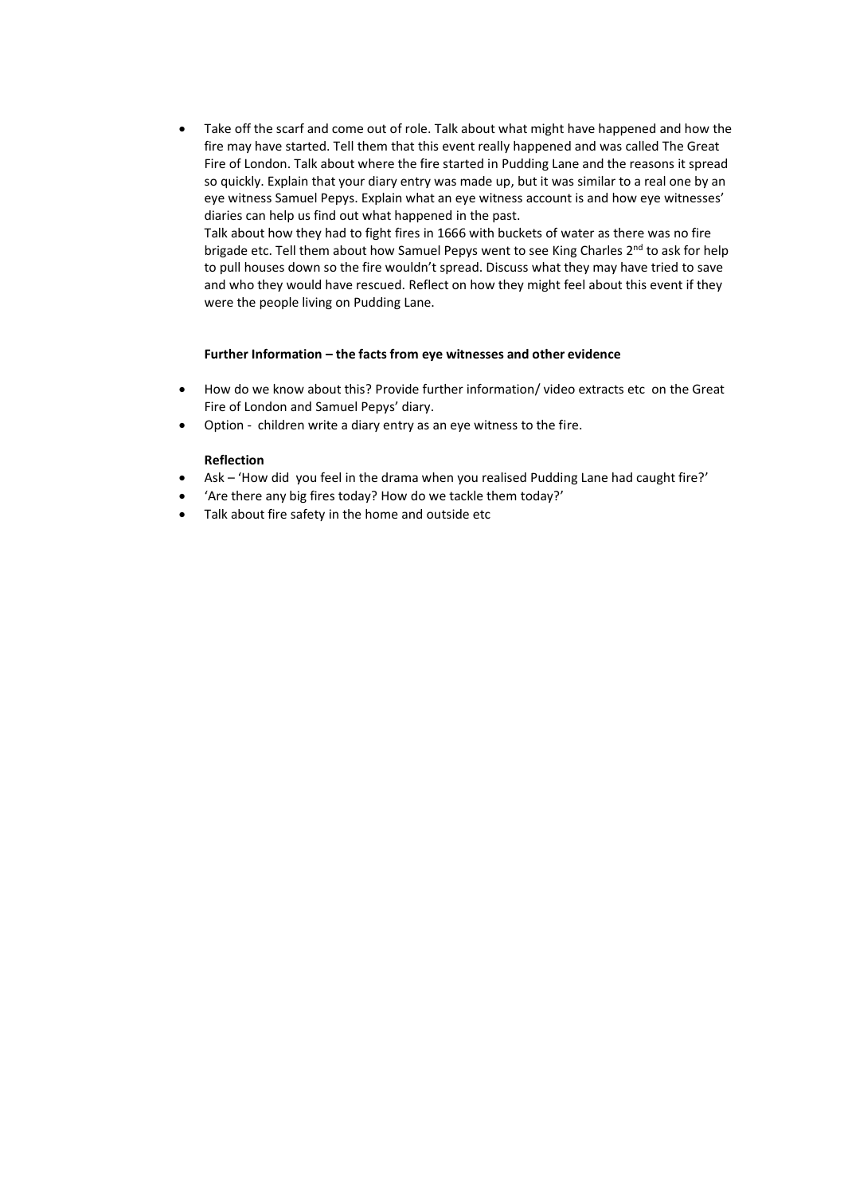- Take off the scarf and come out of role. Talk about what might have happened and how the fire may have started. Tell them that this event really happened and was called The Great Fire of London. Talk about where the fire started in Pudding Lane and the reasons it spread so quickly. Explain that your diary entry was made up, but it was similar to a real one by an eye witness Samuel Pepys. Explain what an eye witness account is and how eye witnesses' diaries can help us find out what happened in the past.
  Talk about how they had to fight fires in 1666 with buckets of water as there was no fire brigade etc. Tell them about how Samuel Pepys went to see King Charles 2nd to ask for help to pull houses down so the fire wouldn't spread. Discuss what they may have tried to save and who they would have rescued. Reflect on how they might feel about this event if they were the people living on Pudding Lane.

**Further Information – the facts from eye witnesses and other evidence**

- How do we know about this? Provide further information/ video extracts etc on the Great Fire of London and Samuel Pepys' diary.
- Option - children write a diary entry as an eye witness to the fire.

**Reflection**

- Ask – 'How did you feel in the drama when you realised Pudding Lane had caught fire?'
- 'Are there any big fires today? How do we tackle them today?'
- Talk about fire safety in the home and outside etc